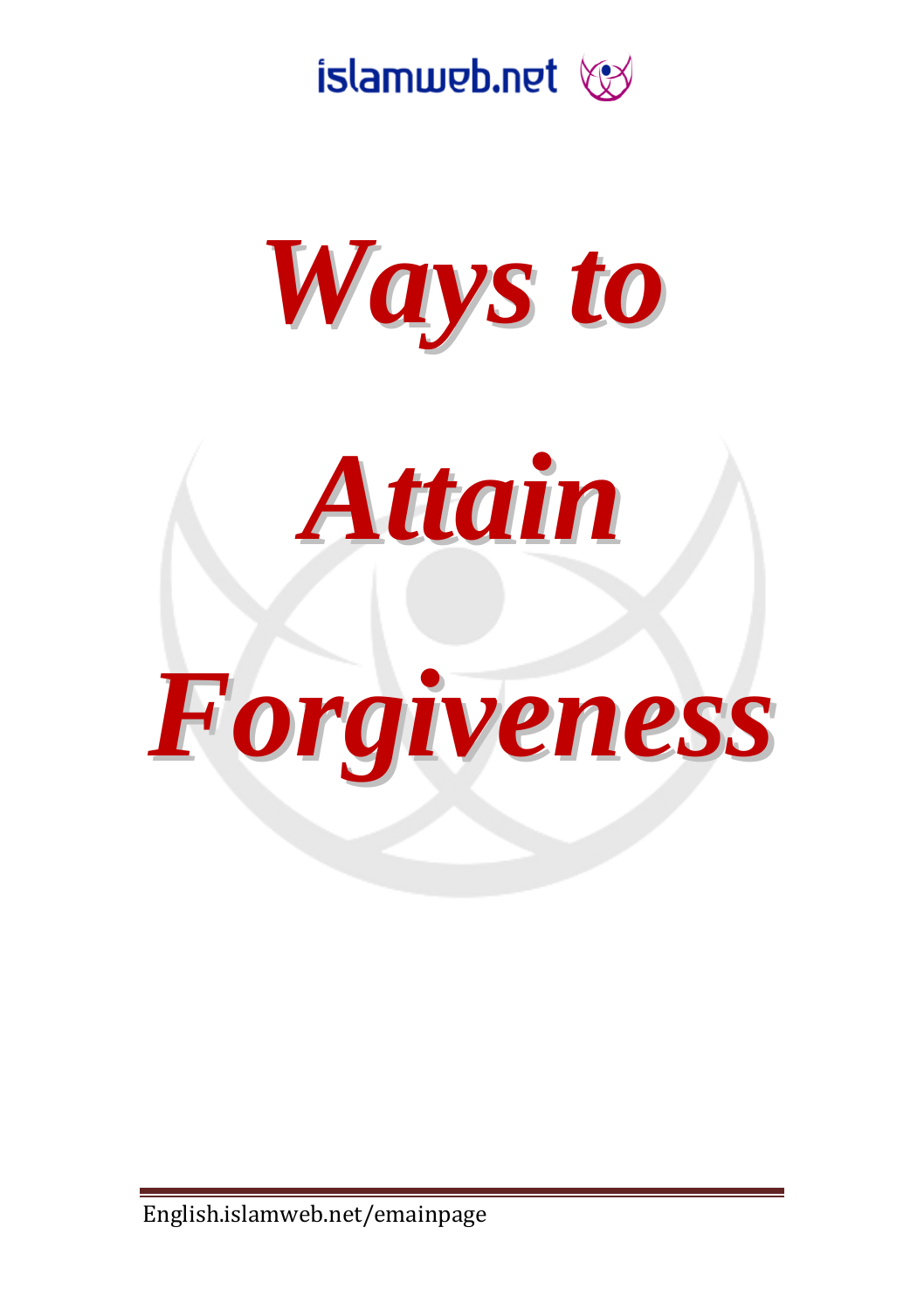islamweb.net

# Ways to Attain Forgiveness

English.islamweb.net/emainpage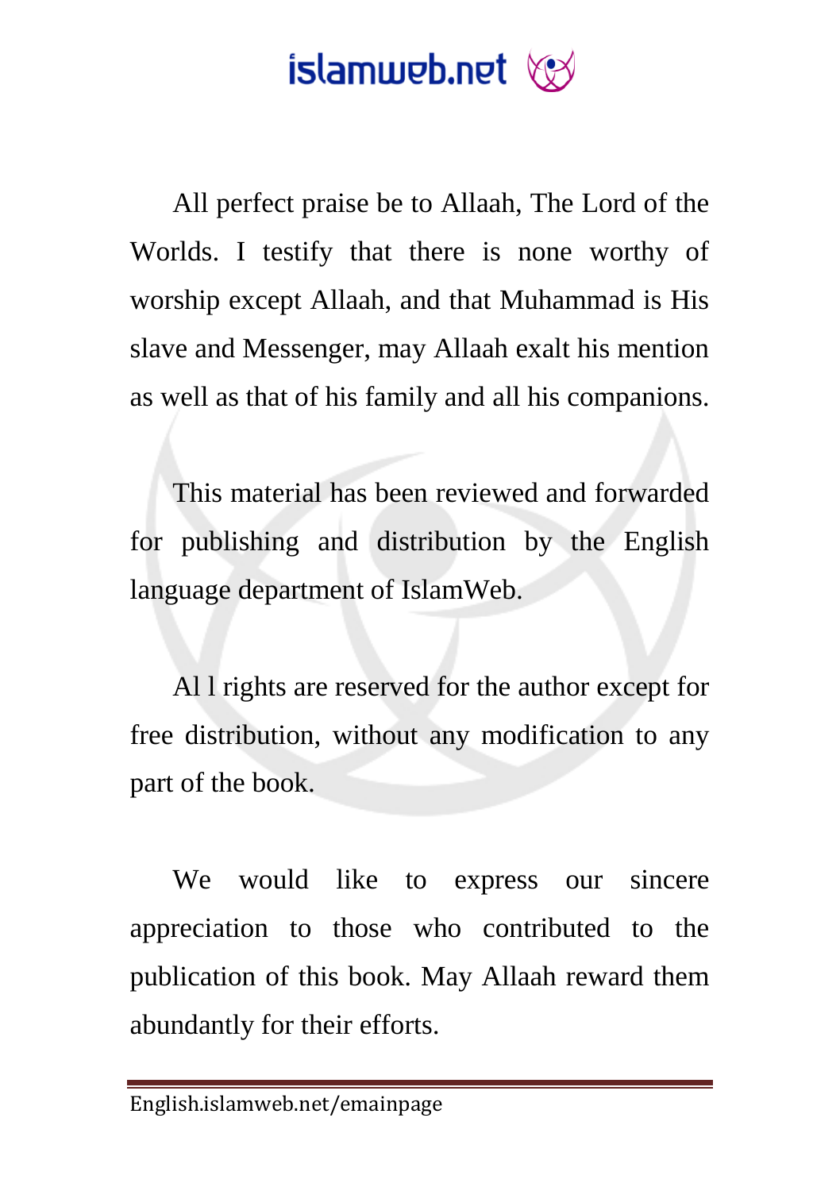All perfect praise be to Allaah, The Lord of the Worlds. I testify that there is none worthy of worship except Allaah, and that Muhammad is His slave and Messenger, may Allaah exalt his mention as well as that of his family and all his companions.

This material has been reviewed and forwarded for publishing and distribution by the English language department of IslamWeb.

Al l rights are reserved for the author except for free distribution, without any modification to any part of the book.

We would like to express our sincere appreciation to those who contributed to the publication of this book. May Allaah reward them abundantly for their efforts.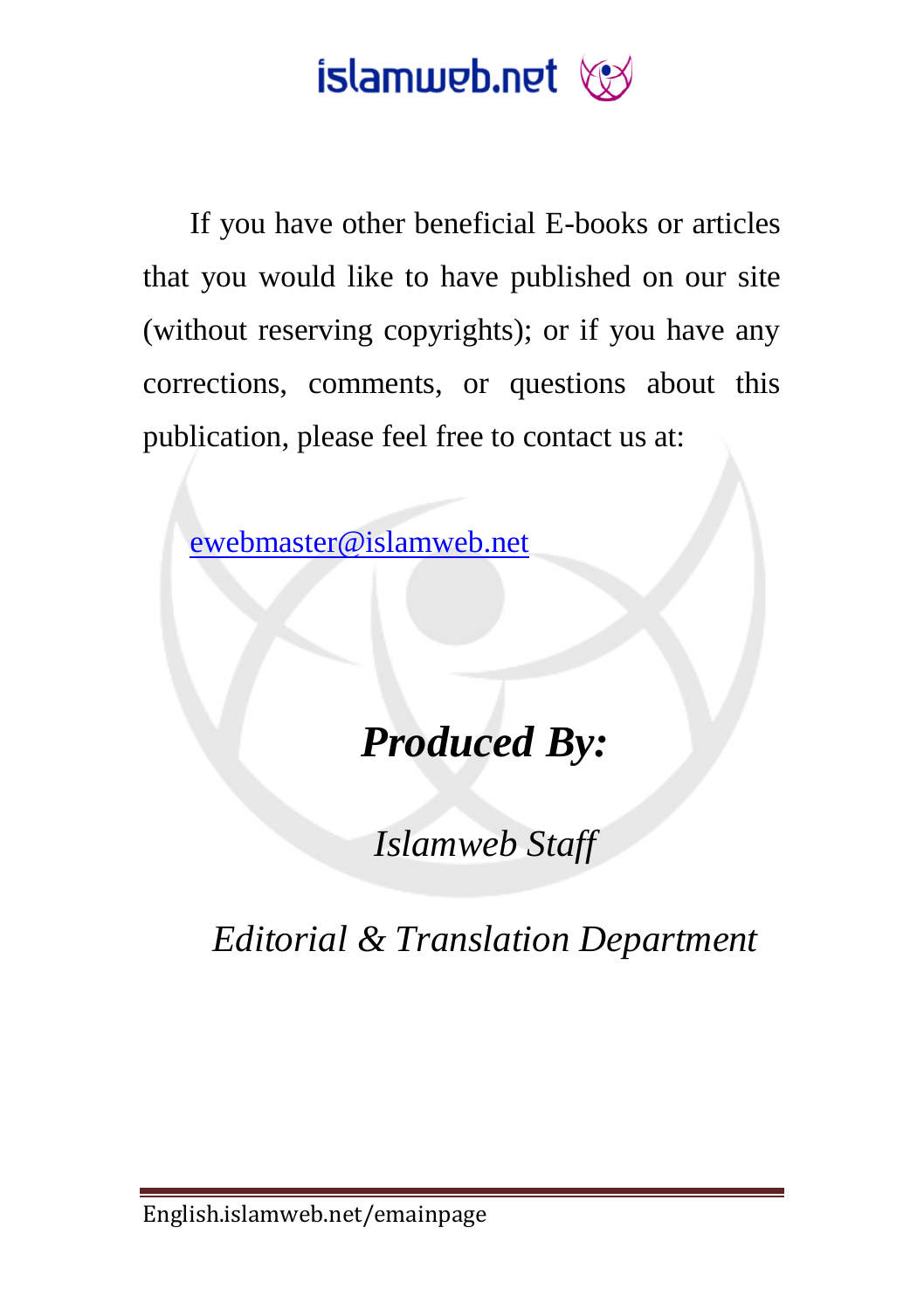If you have other beneficial E-books or articles that you would like to have published on our site (without reserving copyrights); or if you have any corrections, comments, or questions about this publication, please feel free to contact us at:

ewebmaster@islamweb.net

***Produced By:***

*Islamweb Staff*

*Editorial & Translation Department*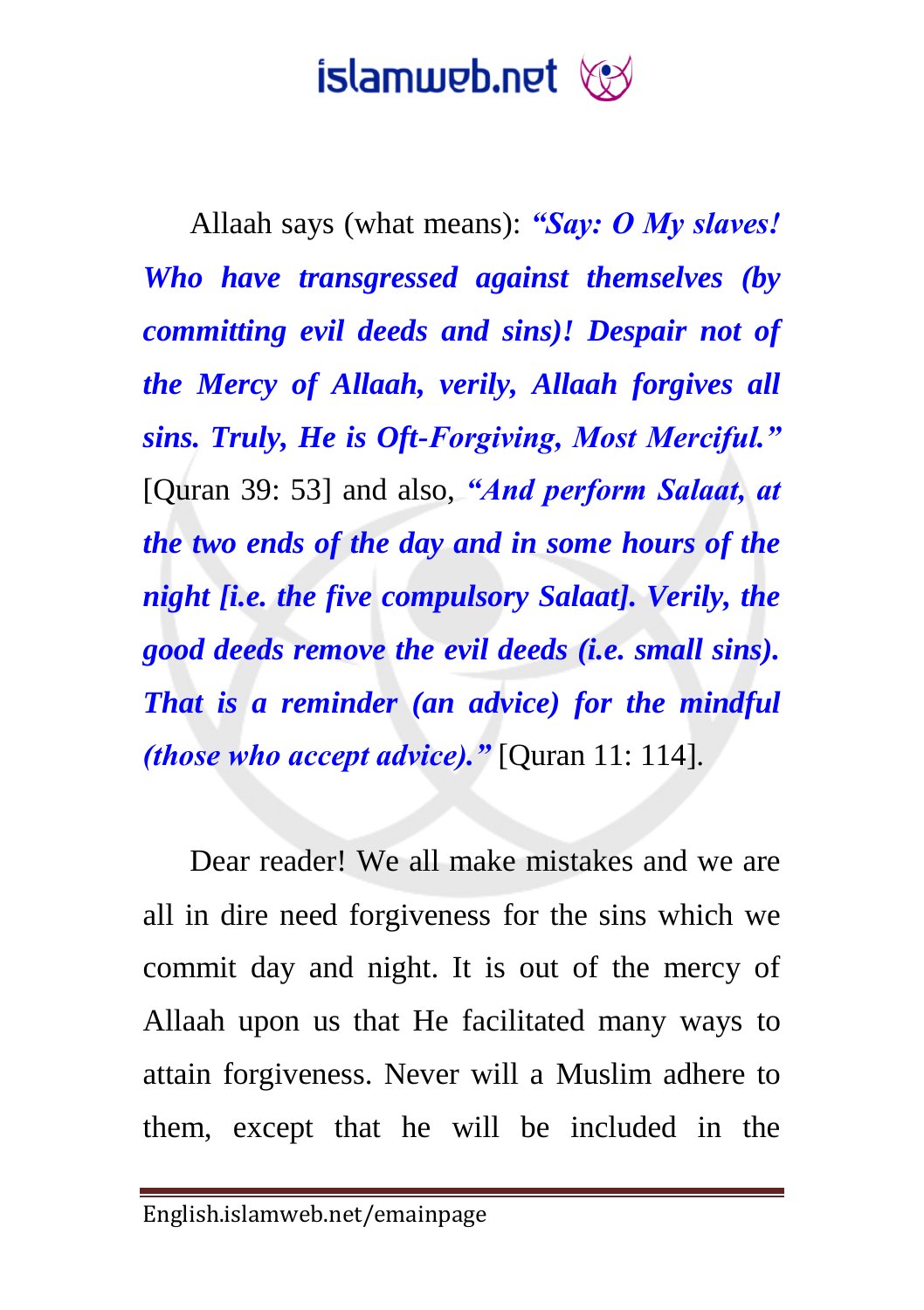Allaah says (what means): ***"Say: O My slaves! Who have transgressed against themselves (by committing evil deeds and sins)! Despair not of the Mercy of Allaah, verily, Allaah forgives all sins. Truly, He is Oft-Forgiving, Most Merciful."*** [Quran 39: 53] and also, ***"And perform Salaat, at the two ends of the day and in some hours of the night [i.e. the five compulsory Salaat]. Verily, the good deeds remove the evil deeds (i.e. small sins). That is a reminder (an advice) for the mindful (those who accept advice)."*** [Quran 11: 114].

Dear reader! We all make mistakes and we are all in dire need forgiveness for the sins which we commit day and night. It is out of the mercy of Allaah upon us that He facilitated many ways to attain forgiveness. Never will a Muslim adhere to them, except that he will be included in the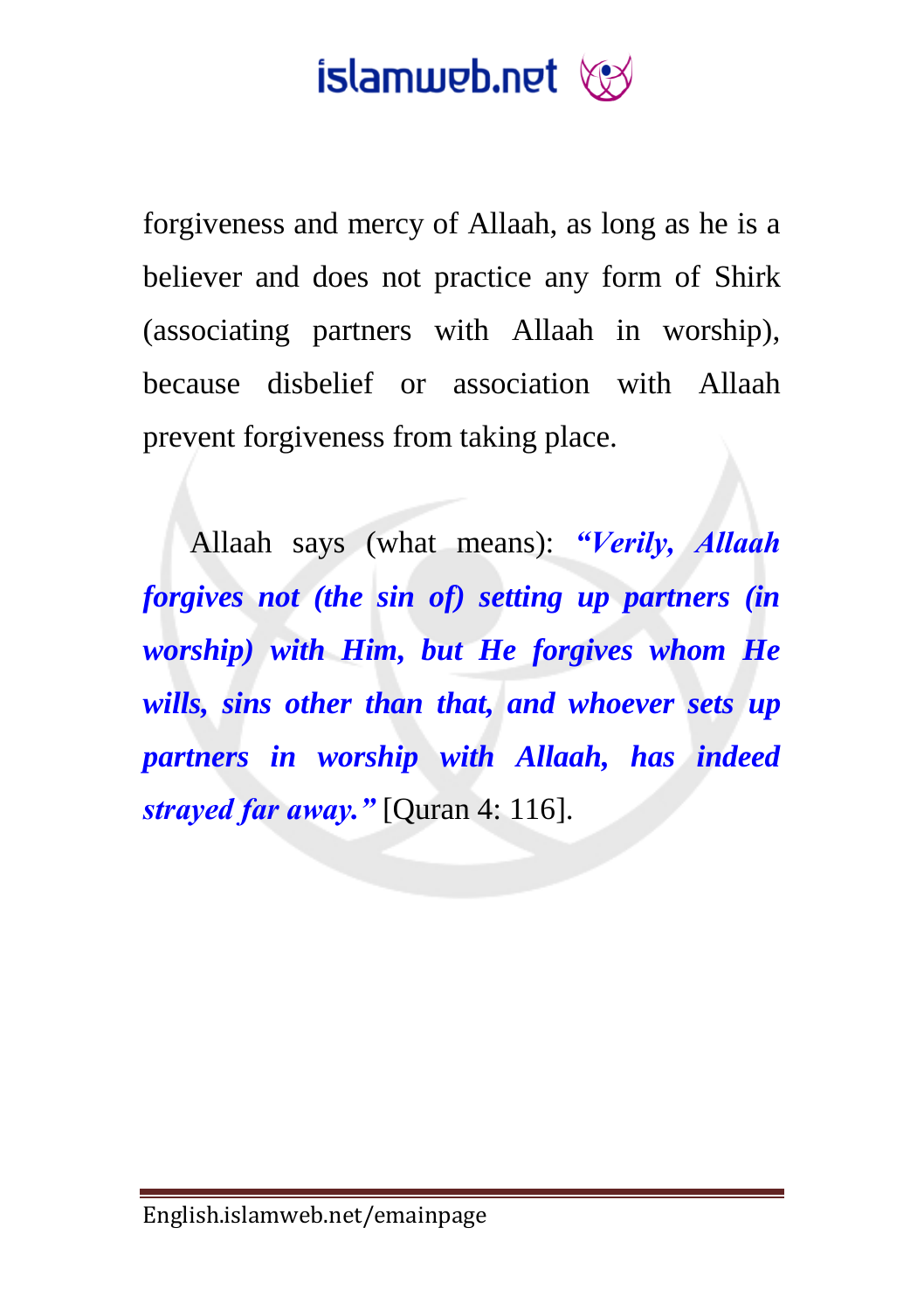forgiveness and mercy of Allaah, as long as he is a believer and does not practice any form of Shirk (associating partners with Allaah in worship), because disbelief or association with Allaah prevent forgiveness from taking place.

Allaah says (what means): ***"Verily, Allaah forgives not (the sin of) setting up partners (in worship) with Him, but He forgives whom He wills, sins other than that, and whoever sets up partners in worship with Allaah, has indeed strayed far away."*** [Quran 4: 116].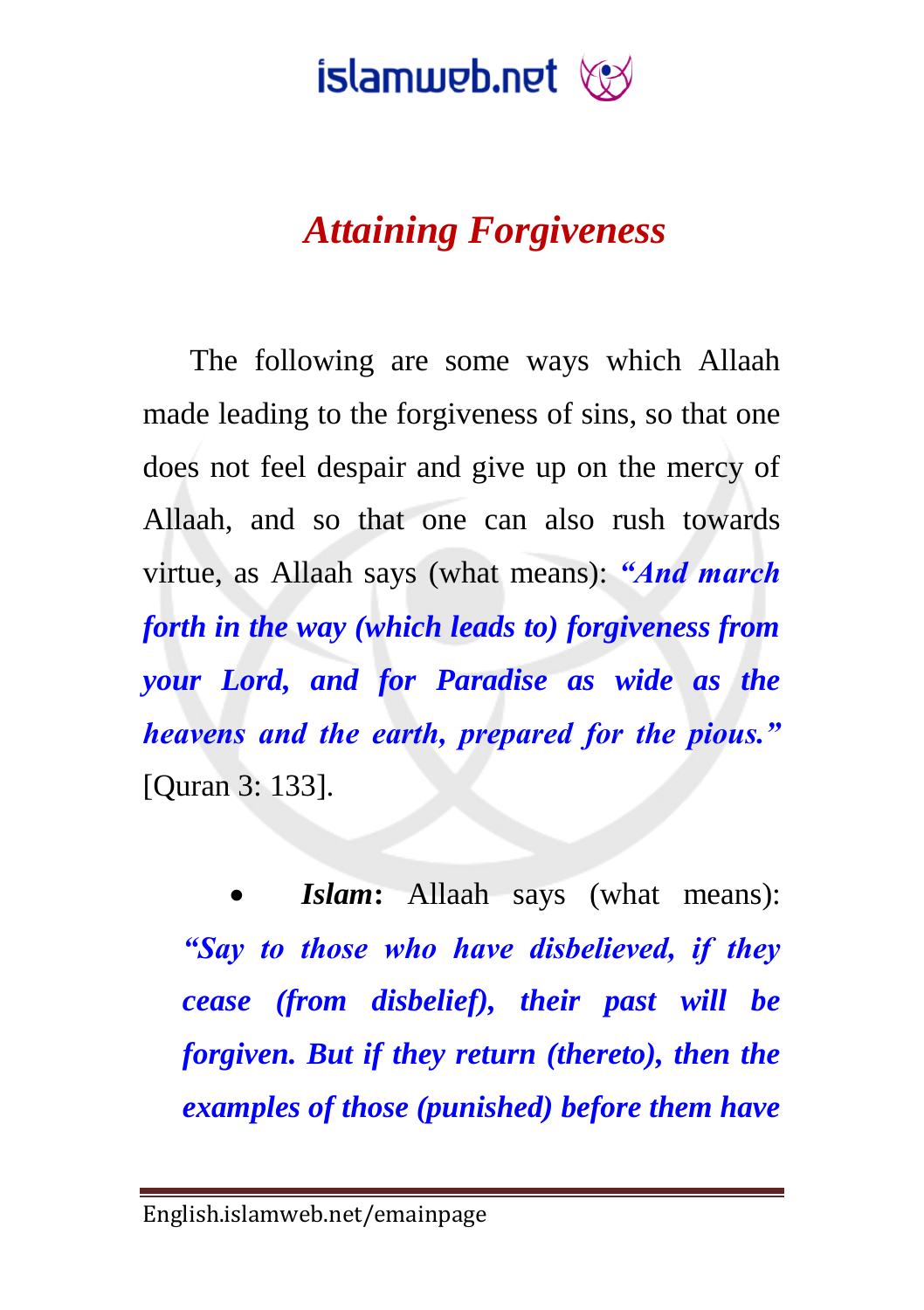# *Attaining Forgiveness*

The following are some ways which Allaah made leading to the forgiveness of sins, so that one does not feel despair and give up on the mercy of Allaah, and so that one can also rush towards virtue, as Allaah says (what means): ***"And march forth in the way (which leads to) forgiveness from your Lord, and for Paradise as wide as the heavens and the earth, prepared for the pious."*** [Quran 3: 133].

- ***Islam*:** Allaah says (what means): ***"Say to those who have disbelieved, if they cease (from disbelief), their past will be forgiven. But if they return (thereto), then the examples of those (punished) before them have***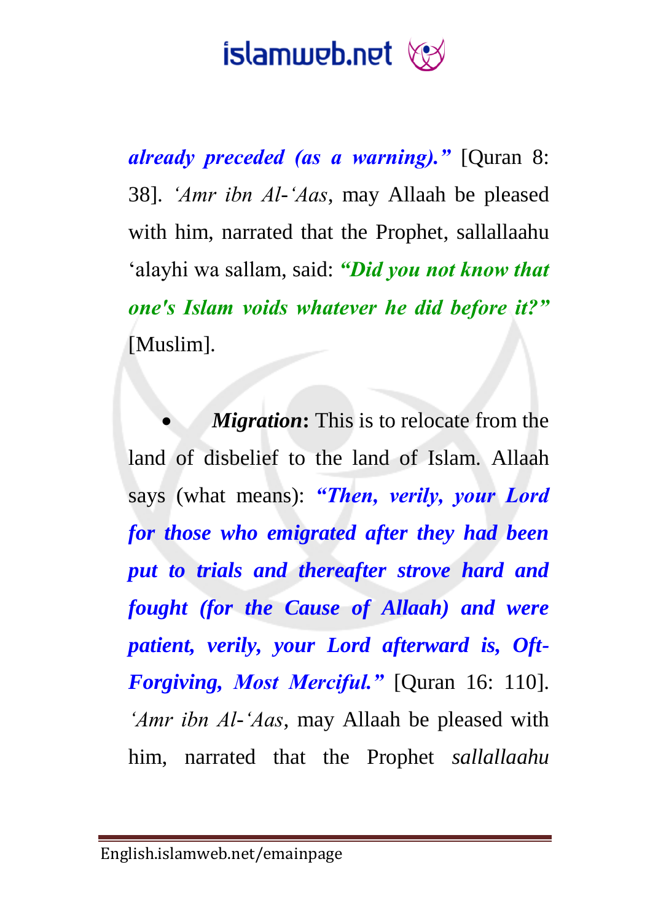***already preceded (as a warning).”*** [Quran 8: 38]. *‘Amr ibn Al-‘Aas*, may Allaah be pleased with him, narrated that the Prophet, sallallaahu ‘alayhi wa sallam, said: ***“Did you not know that one's Islam voids whatever he did before it?”*** [Muslim].

- ***Migration*:** This is to relocate from the land of disbelief to the land of Islam. Allaah says (what means): ***“Then, verily, your Lord for those who emigrated after they had been put to trials and thereafter strove hard and fought (for the Cause of Allaah) and were patient, verily, your Lord afterward is, Oft-Forgiving, Most Merciful.”*** [Quran 16: 110]. *‘Amr ibn Al-‘Aas*, may Allaah be pleased with him, narrated that the Prophet *sallallaahu*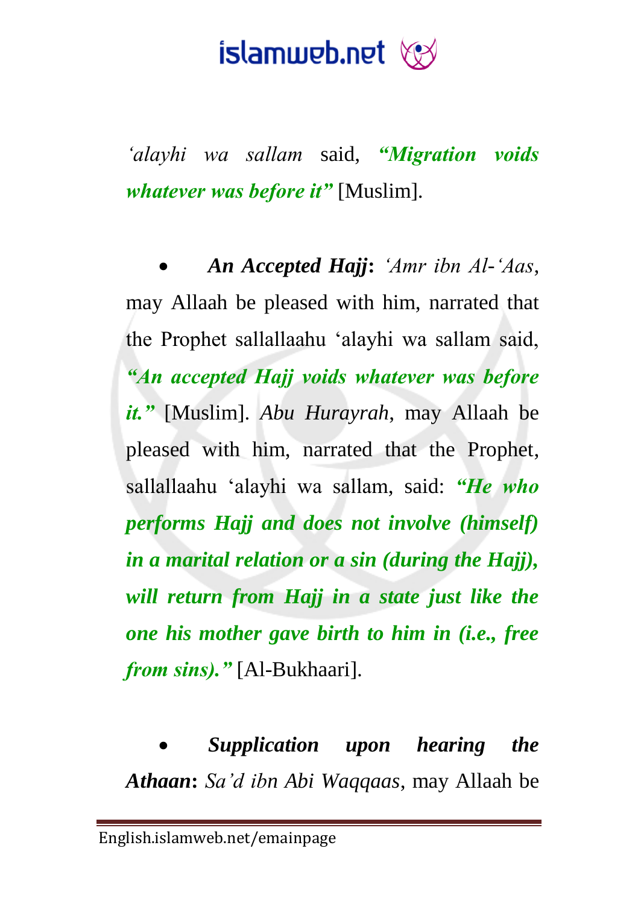*'alayhi wa sallam* said, ***"Migration voids whatever was before it"*** [Muslim].

- ***An Accepted Hajj*****:** *'Amr ibn Al-'Aas*, may Allaah be pleased with him, narrated that the Prophet sallallaahu 'alayhi wa sallam said, ***"An accepted Hajj voids whatever was before it."*** [Muslim]. *Abu Hurayrah*, may Allaah be pleased with him, narrated that the Prophet, sallallaahu 'alayhi wa sallam, said: ***"He who performs Hajj and does not involve (himself) in a marital relation or a sin (during the Hajj), will return from Hajj in a state just like the one his mother gave birth to him in (i.e., free from sins)."*** [Al-Bukhaari].

- ***Supplication upon hearing the Athaan*****:** *Sa'd ibn Abi Waqqaas*, may Allaah be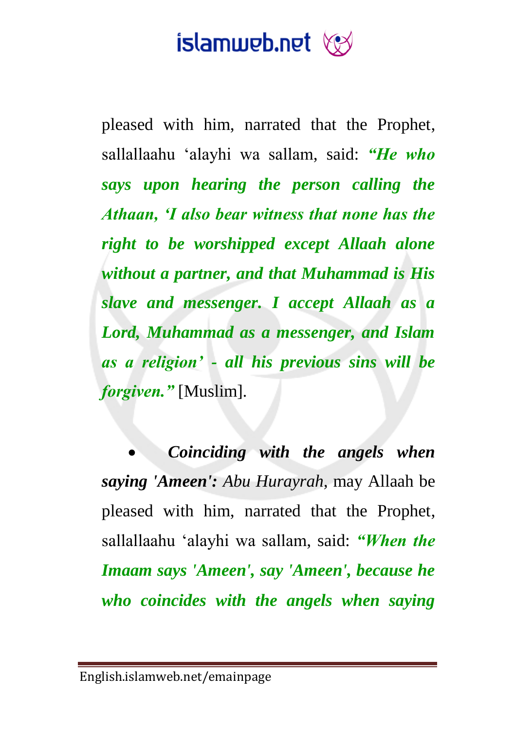pleased with him, narrated that the Prophet, sallallaahu ‘alayhi wa sallam, said: ***“He who says upon hearing the person calling the Athaan, ‘I also bear witness that none has the right to be worshipped except Allaah alone without a partner, and that Muhammad is His slave and messenger. I accept Allaah as a Lord, Muhammad as a messenger, and Islam as a religion’ - all his previous sins will be forgiven.”*** [Muslim].

- ***Coinciding with the angels when saying 'Ameen':*** *Abu Hurayrah*, may Allaah be pleased with him, narrated that the Prophet, sallallaahu ‘alayhi wa sallam, said: ***“When the Imaam says 'Ameen', say 'Ameen', because he who coincides with the angels when saying***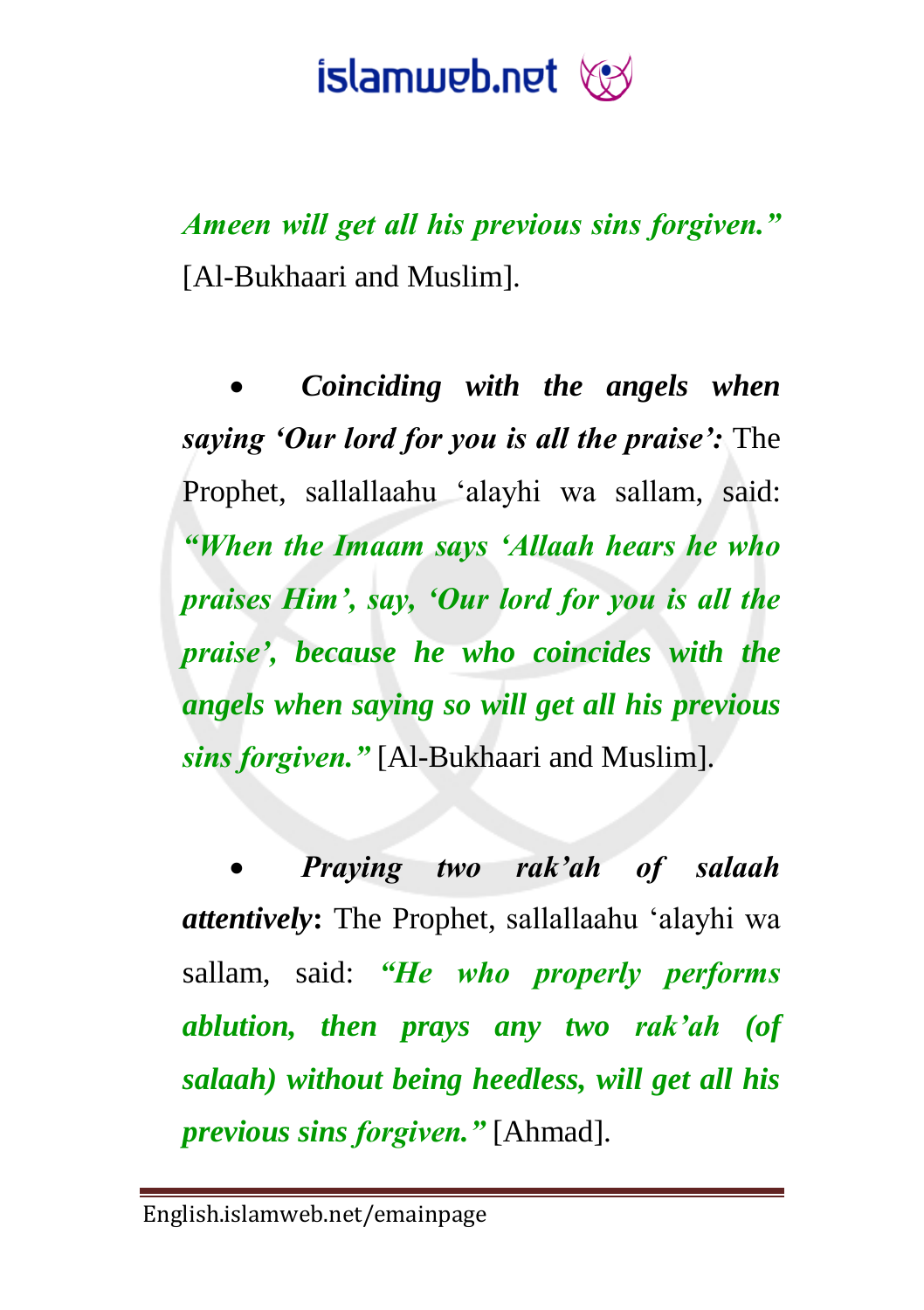***Ameen will get all his previous sins forgiven.”*** [Al-Bukhaari and Muslim].

- ***Coinciding with the angels when saying ‘Our lord for you is all the praise’:*** The Prophet, sallallaahu ‘alayhi wa sallam, said: ***“When the Imaam says ‘Allaah hears he who praises Him’, say, ‘Our lord for you is all the praise’, because he who coincides with the angels when saying so will get all his previous sins forgiven.”*** [Al-Bukhaari and Muslim].

- ***Praying two rak’ah of salaah attentively*:** The Prophet, sallallaahu ‘alayhi wa sallam, said: ***“He who properly performs ablution, then prays any two rak’ah (of salaah) without being heedless, will get all his previous sins forgiven.”*** [Ahmad].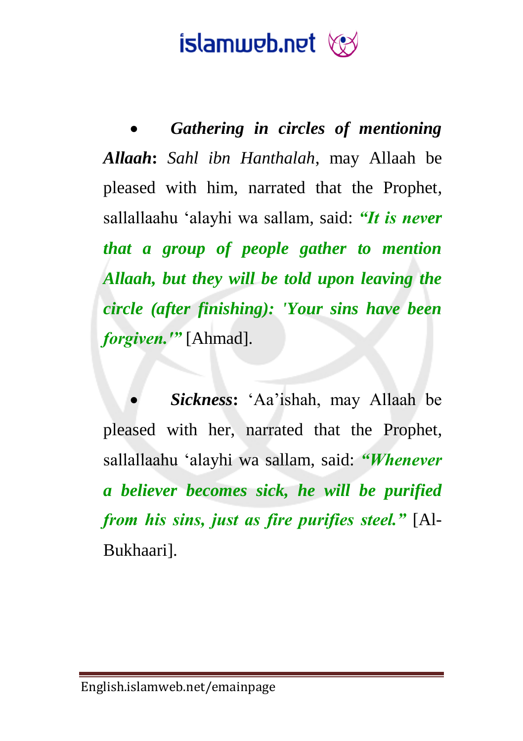- ***Gathering in circles of mentioning Allaah*****:** *Sahl ibn Hanthalah*, may Allaah be pleased with him, narrated that the Prophet, sallallaahu 'alayhi wa sallam, said: ***"It is never that a group of people gather to mention Allaah, but they will be told upon leaving the circle (after finishing): 'Your sins have been forgiven.'"*** [Ahmad].

- ***Sickness*****:** 'Aa'ishah, may Allaah be pleased with her, narrated that the Prophet, sallallaahu 'alayhi wa sallam, said: ***"Whenever a believer becomes sick, he will be purified from his sins, just as fire purifies steel."*** [Al-Bukhaari].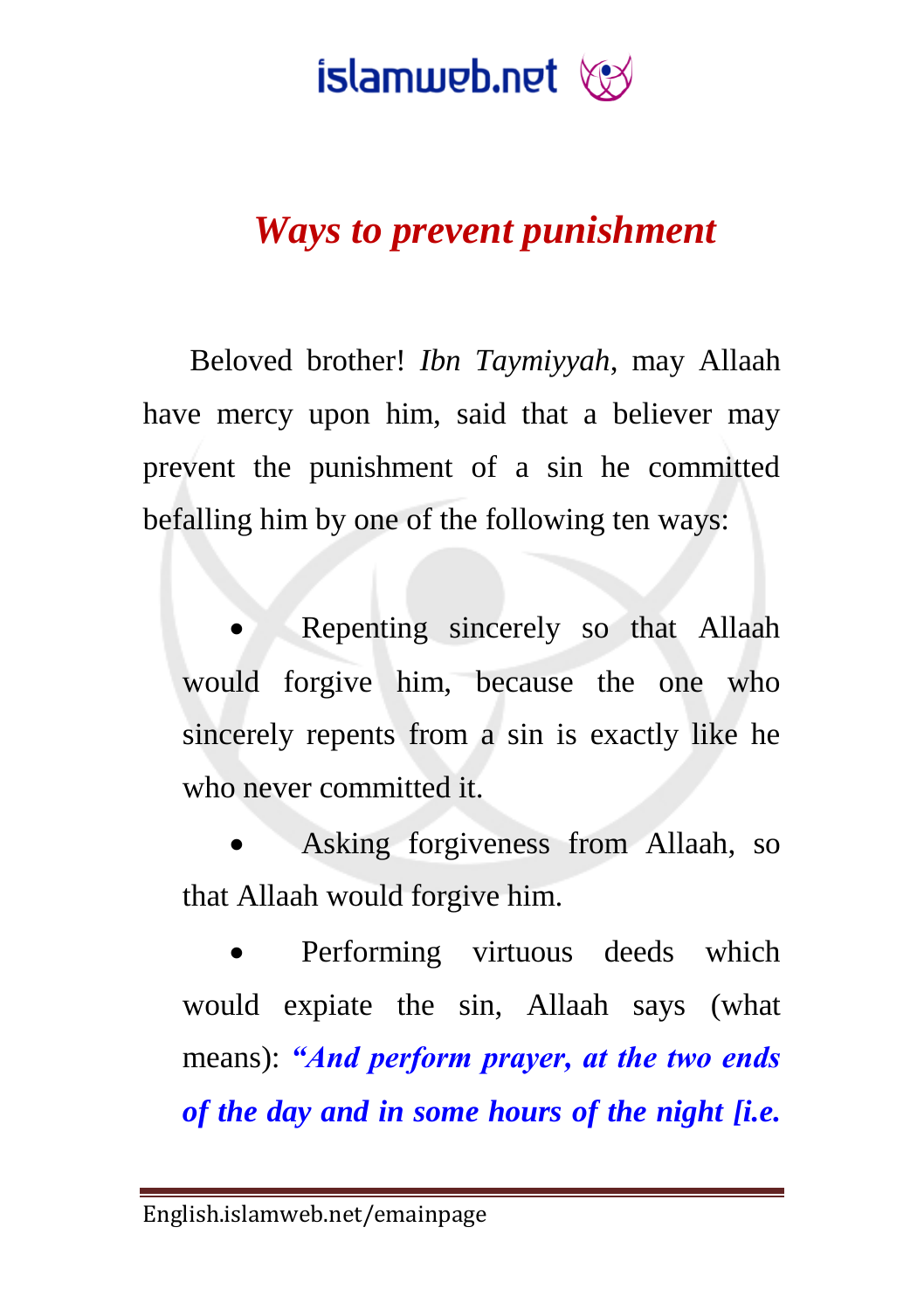## *Ways to prevent punishment*

Beloved brother! *Ibn Taymiyyah*, may Allaah have mercy upon him, said that a believer may prevent the punishment of a sin he committed befalling him by one of the following ten ways:

- Repenting sincerely so that Allaah would forgive him, because the one who sincerely repents from a sin is exactly like he who never committed it.
- Asking forgiveness from Allaah, so that Allaah would forgive him.
- Performing virtuous deeds which would expiate the sin, Allaah says (what means): ***“And perform prayer, at the two ends of the day and in some hours of the night [i.e.***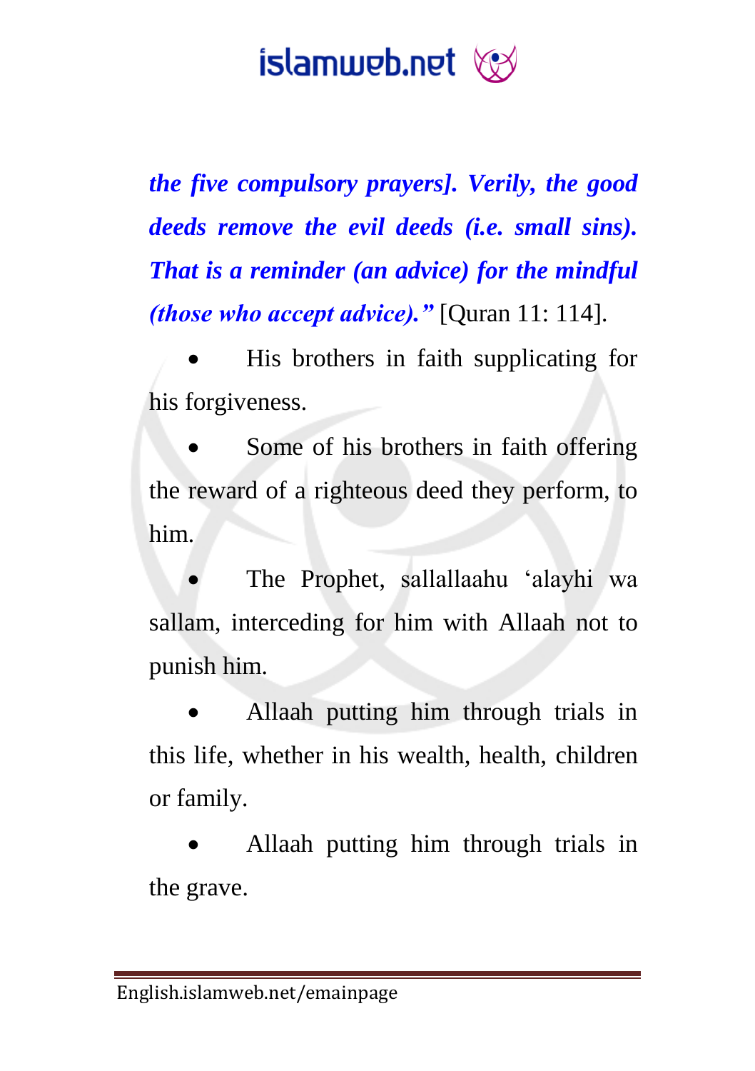***the five compulsory prayers]. Verily, the good deeds remove the evil deeds (i.e. small sins). That is a reminder (an advice) for the mindful (those who accept advice)."*** [Quran 11: 114].

- His brothers in faith supplicating for his forgiveness.
- Some of his brothers in faith offering the reward of a righteous deed they perform, to him.
- The Prophet, sallallaahu 'alayhi wa sallam, interceding for him with Allaah not to punish him.
- Allaah putting him through trials in this life, whether in his wealth, health, children or family.
- Allaah putting him through trials in the grave.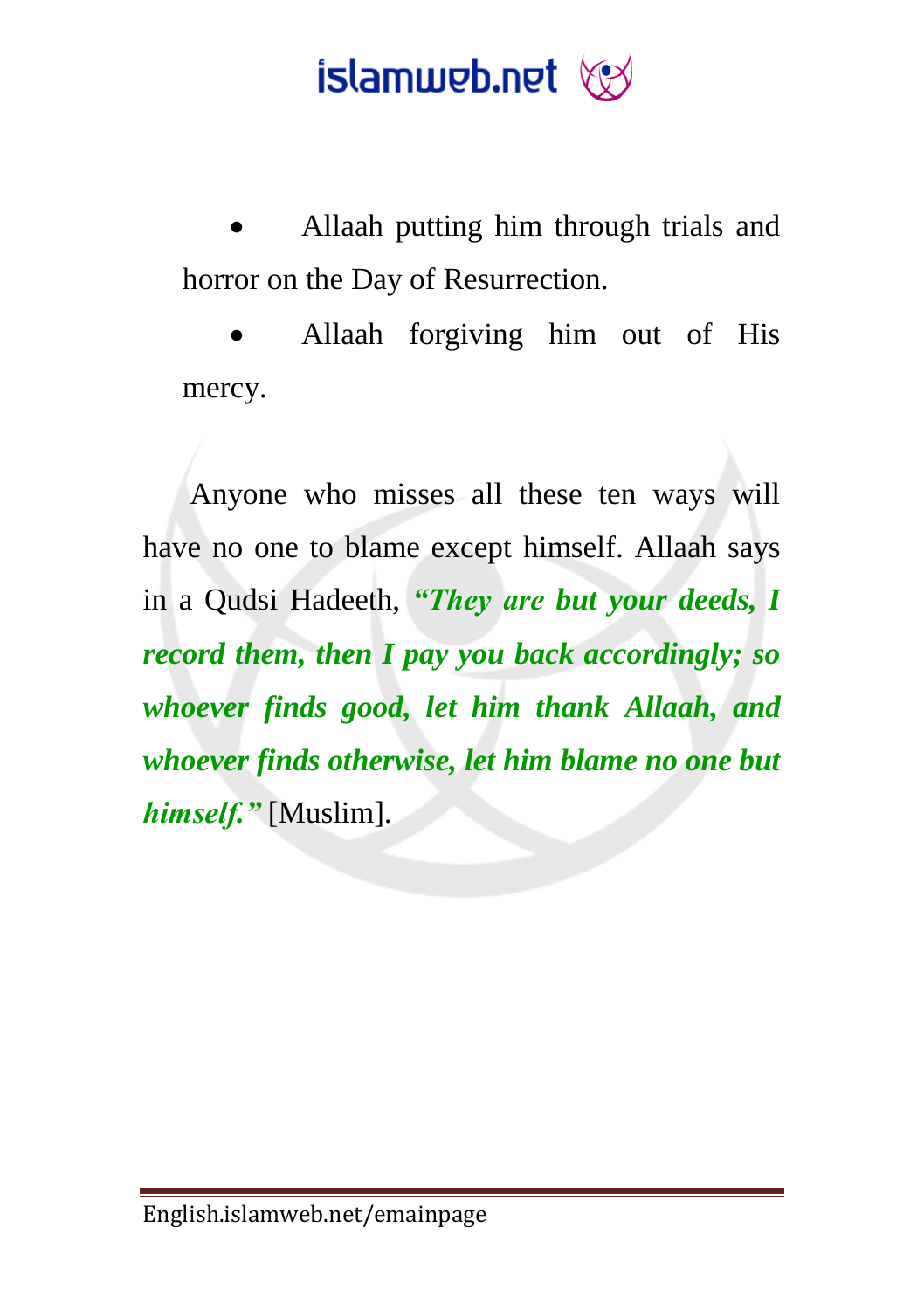- Allaah putting him through trials and horror on the Day of Resurrection.
- Allaah forgiving him out of His mercy.

Anyone who misses all these ten ways will have no one to blame except himself. Allaah says in a Qudsi Hadeeth, ***"They are but your deeds, I record them, then I pay you back accordingly; so whoever finds good, let him thank Allaah, and whoever finds otherwise, let him blame no one but himself."*** [Muslim].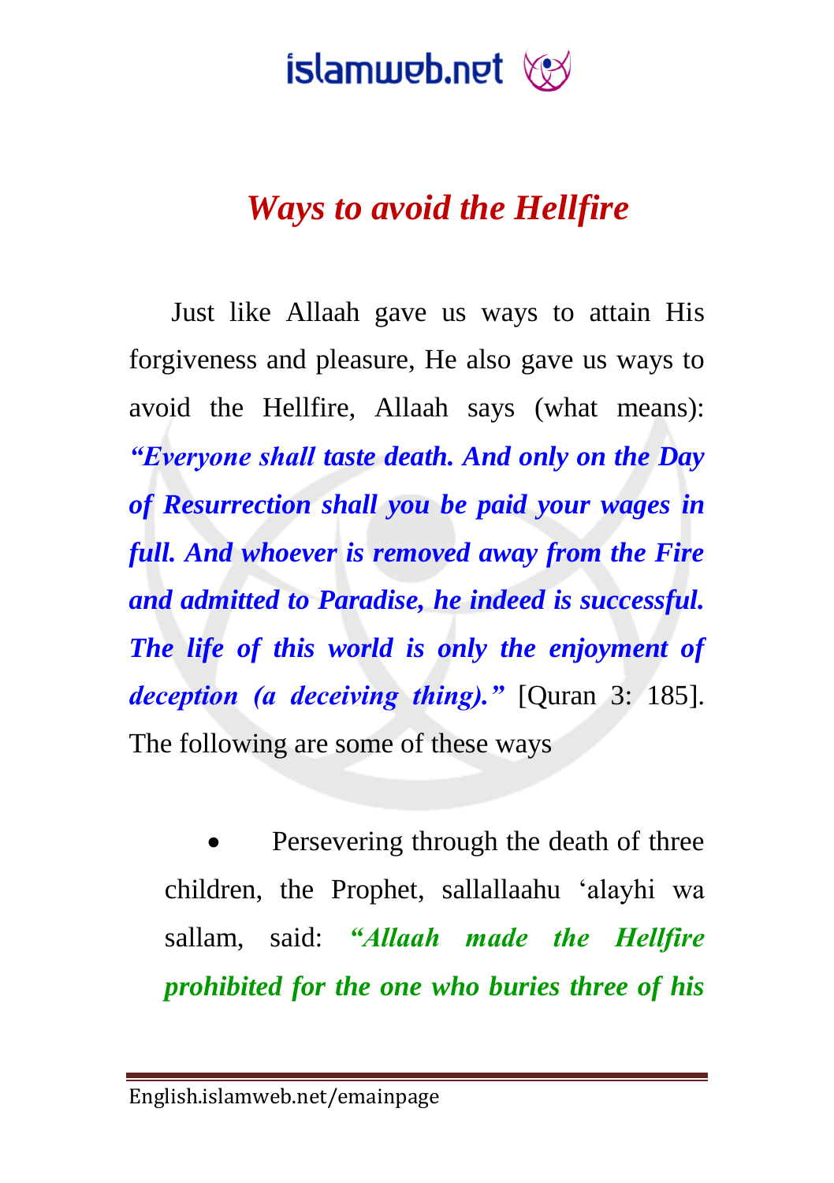# *Ways to avoid the Hellfire*

Just like Allaah gave us ways to attain His forgiveness and pleasure, He also gave us ways to avoid the Hellfire, Allaah says (what means): ***"Everyone shall taste death. And only on the Day of Resurrection shall you be paid your wages in full. And whoever is removed away from the Fire and admitted to Paradise, he indeed is successful. The life of this world is only the enjoyment of deception (a deceiving thing)."*** [Quran 3: 185]. The following are some of these ways

- Persevering through the death of three children, the Prophet, sallallaahu 'alayhi wa sallam, said: ***"Allaah made the Hellfire prohibited for the one who buries three of his***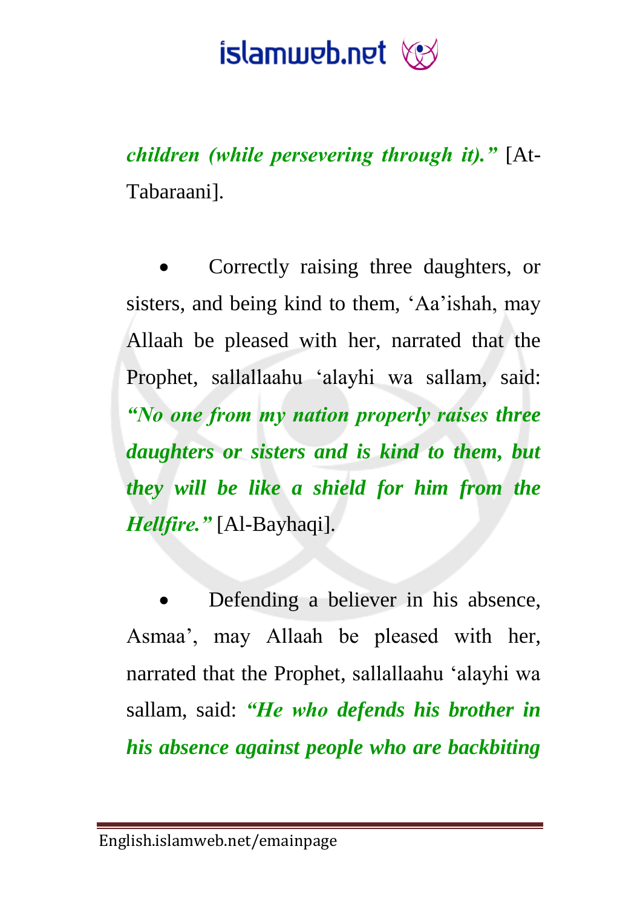***children (while persevering through it).”*** [At-Tabaraani].

- Correctly raising three daughters, or sisters, and being kind to them, ‘Aa’ishah, may Allaah be pleased with her, narrated that the Prophet, sallallaahu ‘alayhi wa sallam, said: ***“No one from my nation properly raises three daughters or sisters and is kind to them, but they will be like a shield for him from the Hellfire.”*** [Al-Bayhaqi].

- Defending a believer in his absence, Asmaa’, may Allaah be pleased with her, narrated that the Prophet, sallallaahu ‘alayhi wa sallam, said: ***“He who defends his brother in his absence against people who are backbiting***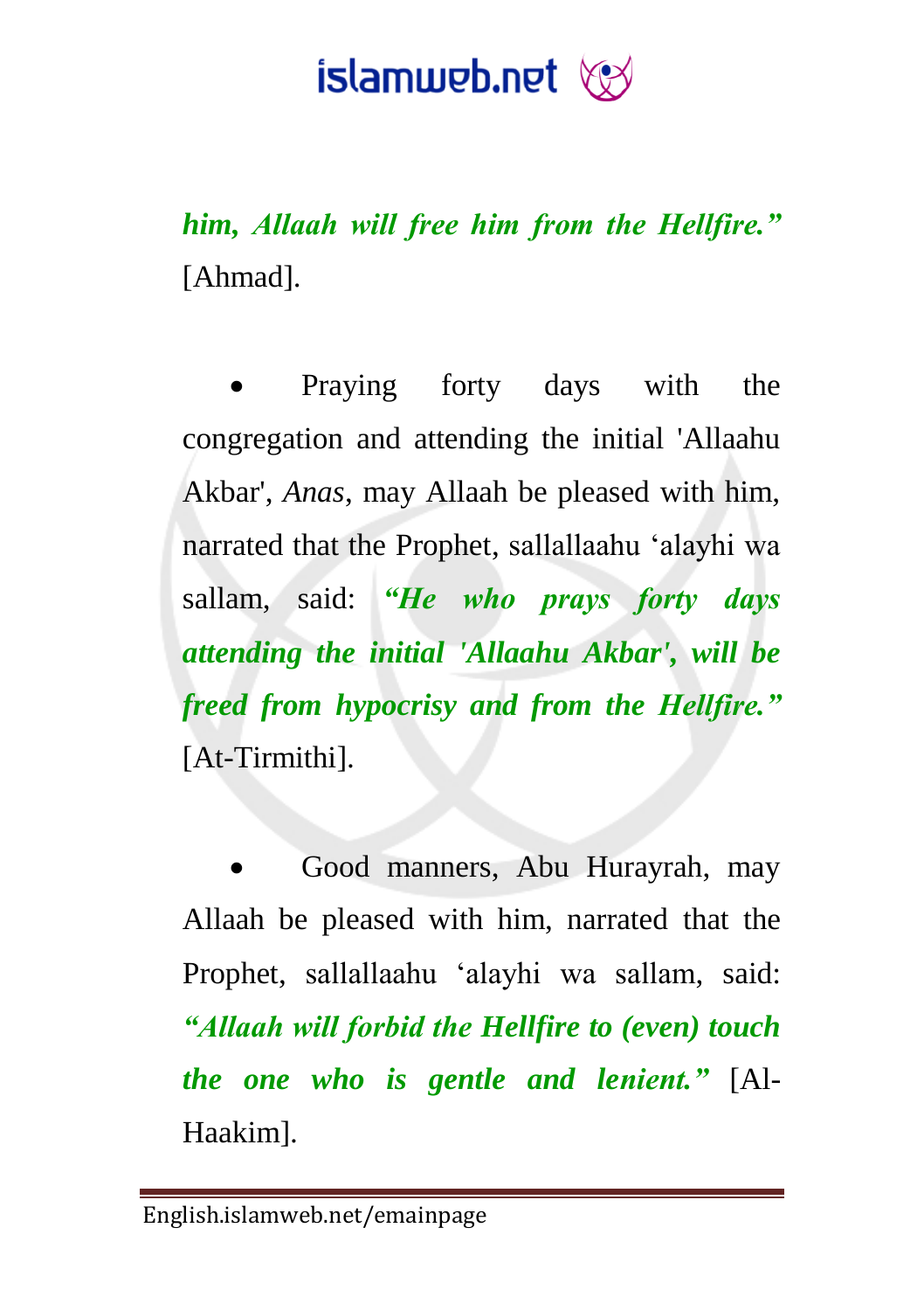***him, Allaah will free him from the Hellfire.”*** [Ahmad].

- Praying forty days with the congregation and attending the initial 'Allaahu Akbar', *Anas*, may Allaah be pleased with him, narrated that the Prophet, sallallaahu ‘alayhi wa sallam, said: ***“He who prays forty days attending the initial 'Allaahu Akbar', will be freed from hypocrisy and from the Hellfire.”*** [At-Tirmithi].

- Good manners, Abu Hurayrah, may Allaah be pleased with him, narrated that the Prophet, sallallaahu ‘alayhi wa sallam, said: ***“Allaah will forbid the Hellfire to (even) touch the one who is gentle and lenient.”*** [Al-Haakim].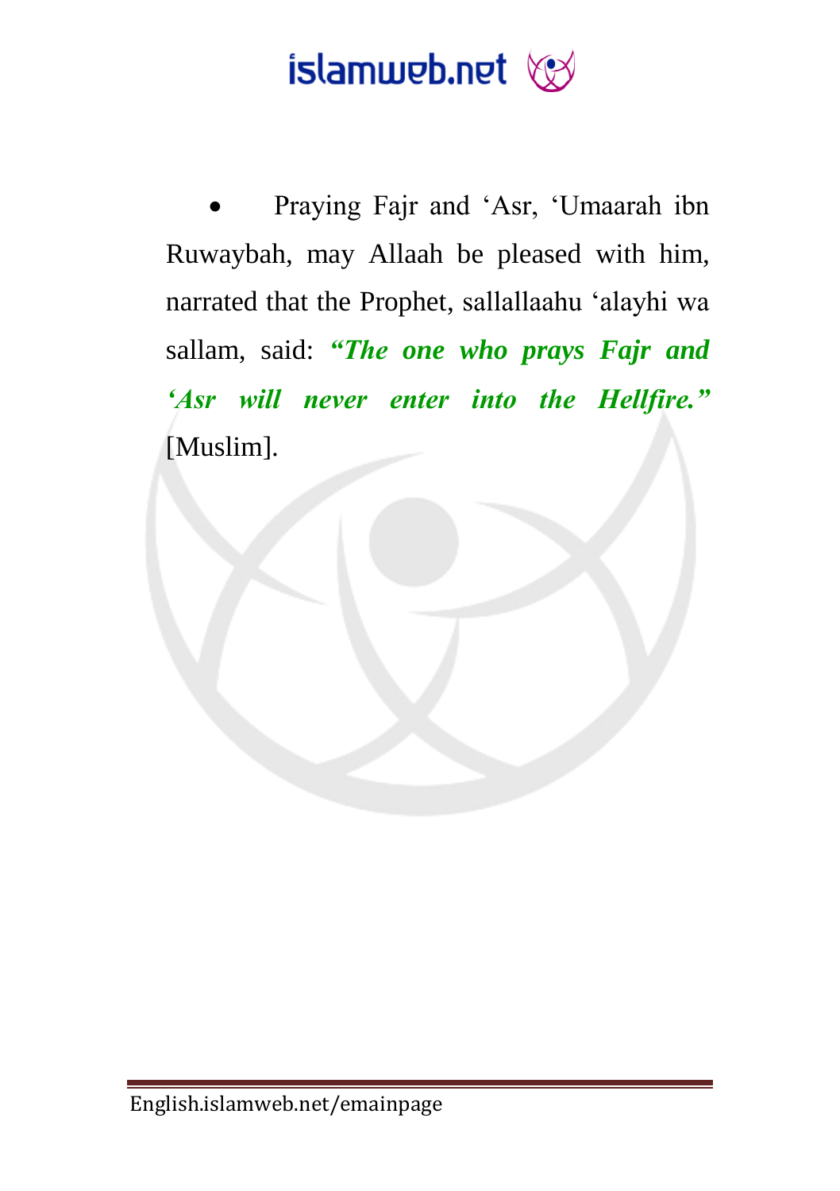- Praying Fajr and ‘Asr, ‘Umaarah ibn Ruwaybah, may Allaah be pleased with him, narrated that the Prophet, sallallaahu ‘alayhi wa sallam, said: ***“The one who prays Fajr and ‘Asr will never enter into the Hellfire.”*** [Muslim].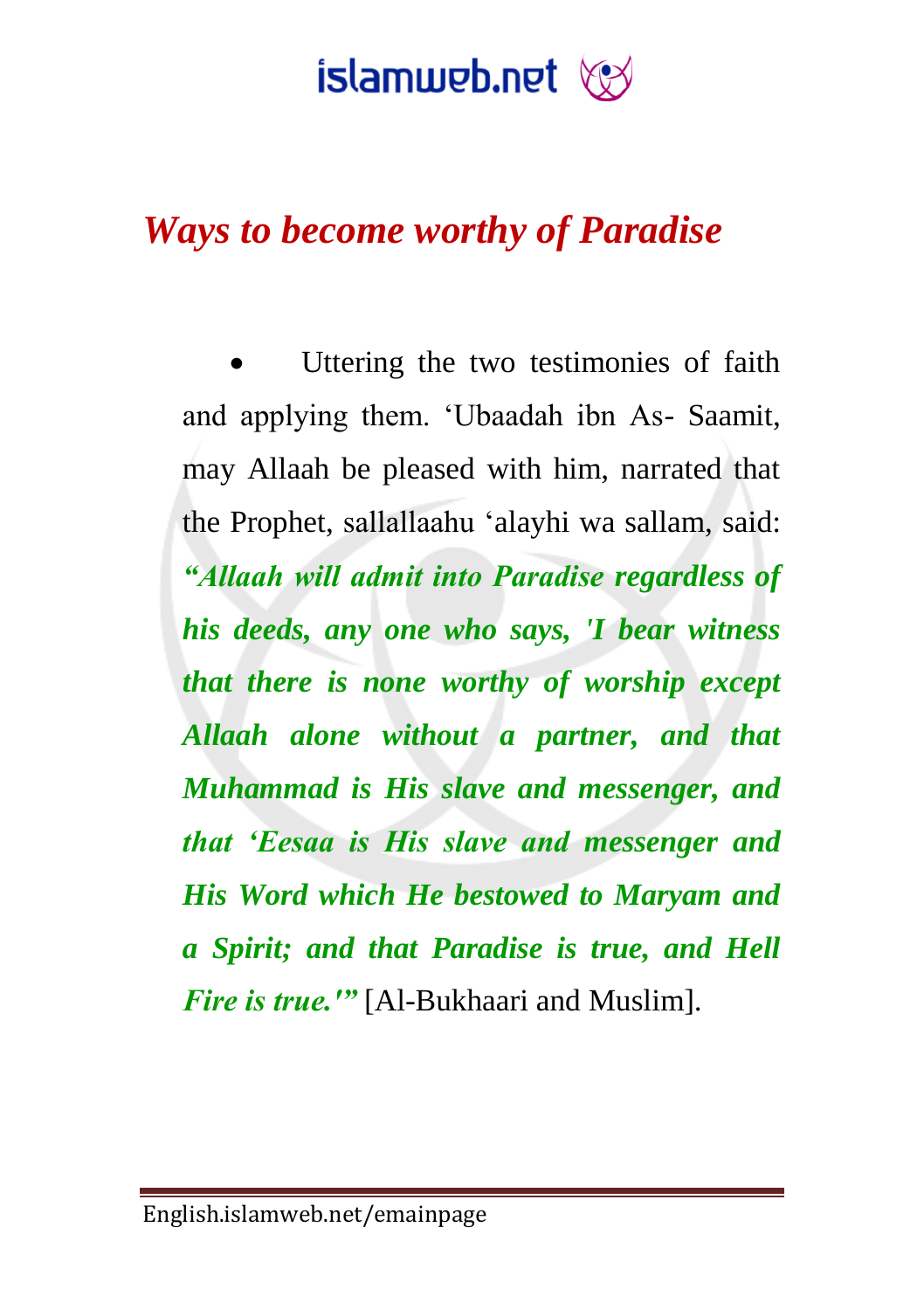## *Ways to become worthy of Paradise*

- Uttering the two testimonies of faith and applying them. 'Ubaadah ibn As- Saamit, may Allaah be pleased with him, narrated that the Prophet, sallallaahu 'alayhi wa sallam, said: ***"Allaah will admit into Paradise regardless of his deeds, any one who says, 'I bear witness that there is none worthy of worship except Allaah alone without a partner, and that Muhammad is His slave and messenger, and that 'Eesaa is His slave and messenger and His Word which He bestowed to Maryam and a Spirit; and that Paradise is true, and Hell Fire is true.'"*** [Al-Bukhaari and Muslim].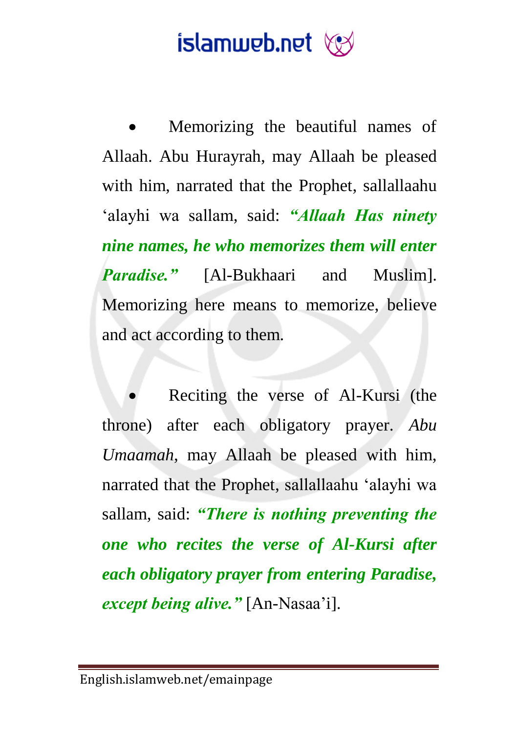- Memorizing the beautiful names of Allaah. Abu Hurayrah, may Allaah be pleased with him, narrated that the Prophet, sallallaahu ‘alayhi wa sallam, said: ***“Allaah Has ninety nine names, he who memorizes them will enter Paradise.”*** [Al-Bukhaari and Muslim]. Memorizing here means to memorize, believe and act according to them.

- Reciting the verse of Al-Kursi (the throne) after each obligatory prayer. *Abu Umaamah*, may Allaah be pleased with him, narrated that the Prophet, sallallaahu ‘alayhi wa sallam, said: ***“There is nothing preventing the one who recites the verse of Al-Kursi after each obligatory prayer from entering Paradise, except being alive.”*** [An-Nasaa’i].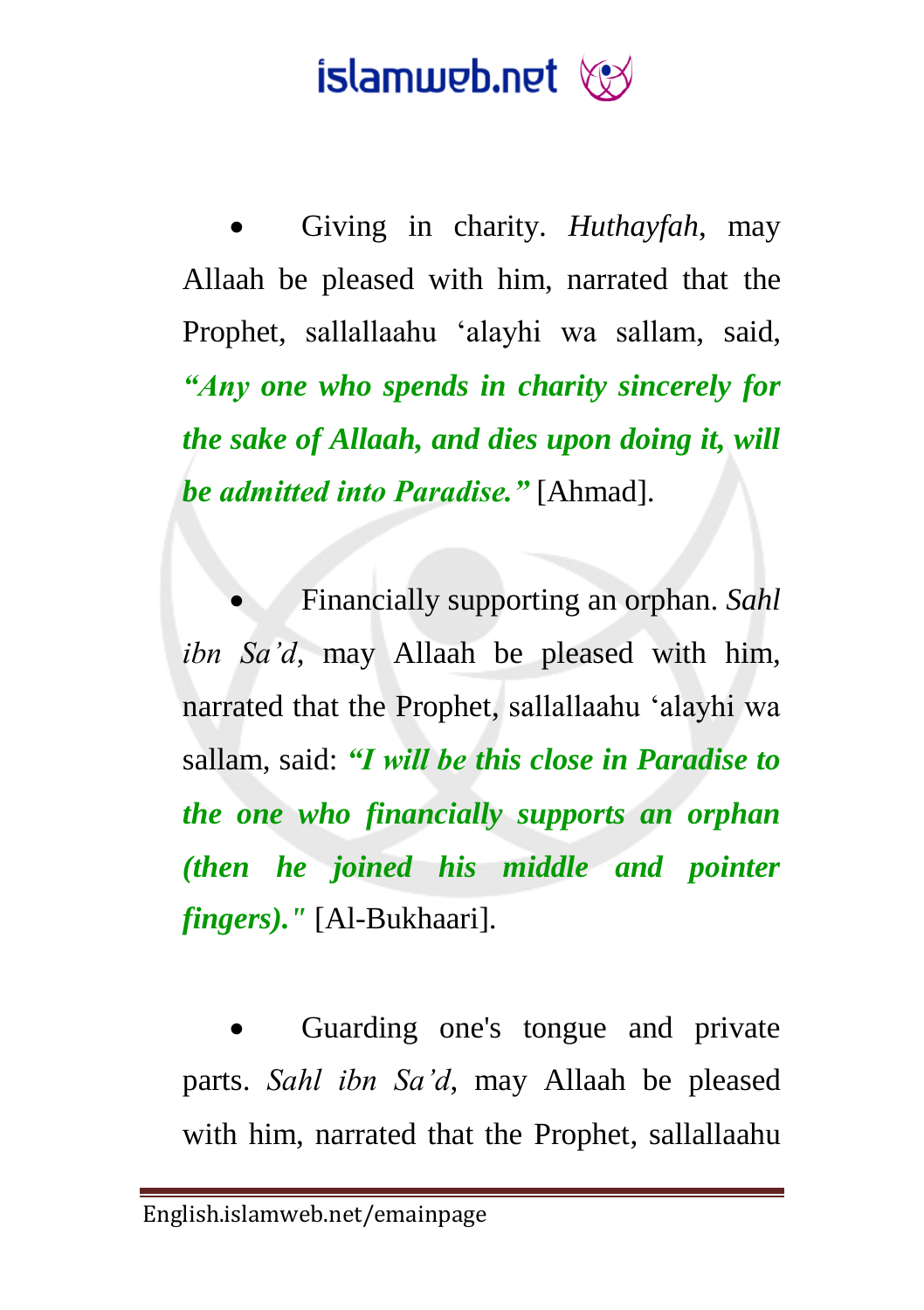- Giving in charity. *Huthayfah*, may Allaah be pleased with him, narrated that the Prophet, sallallaahu 'alayhi wa sallam, said, ***"Any one who spends in charity sincerely for the sake of Allaah, and dies upon doing it, will be admitted into Paradise."*** [Ahmad].

- Financially supporting an orphan. *Sahl ibn Sa'd*, may Allaah be pleased with him, narrated that the Prophet, sallallaahu 'alayhi wa sallam, said: ***"I will be this close in Paradise to the one who financially supports an orphan (then he joined his middle and pointer fingers)."*** [Al-Bukhaari].

- Guarding one's tongue and private parts. *Sahl ibn Sa'd*, may Allaah be pleased with him, narrated that the Prophet, sallallaahu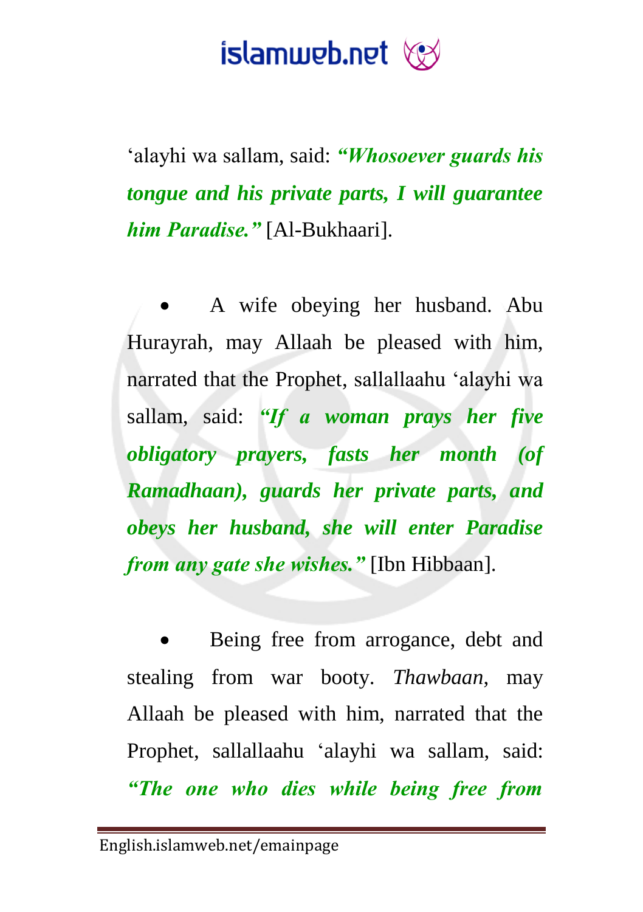'alayhi wa sallam, said: ***"Whosoever guards his tongue and his private parts, I will guarantee him Paradise."*** [Al-Bukhaari].

- A wife obeying her husband. Abu Hurayrah, may Allaah be pleased with him, narrated that the Prophet, sallallaahu 'alayhi wa sallam, said: ***"If a woman prays her five obligatory prayers, fasts her month (of Ramadhaan), guards her private parts, and obeys her husband, she will enter Paradise from any gate she wishes."*** [Ibn Hibbaan].

- Being free from arrogance, debt and stealing from war booty. *Thawbaan*, may Allaah be pleased with him, narrated that the Prophet, sallallaahu 'alayhi wa sallam, said: ***"The one who dies while being free from***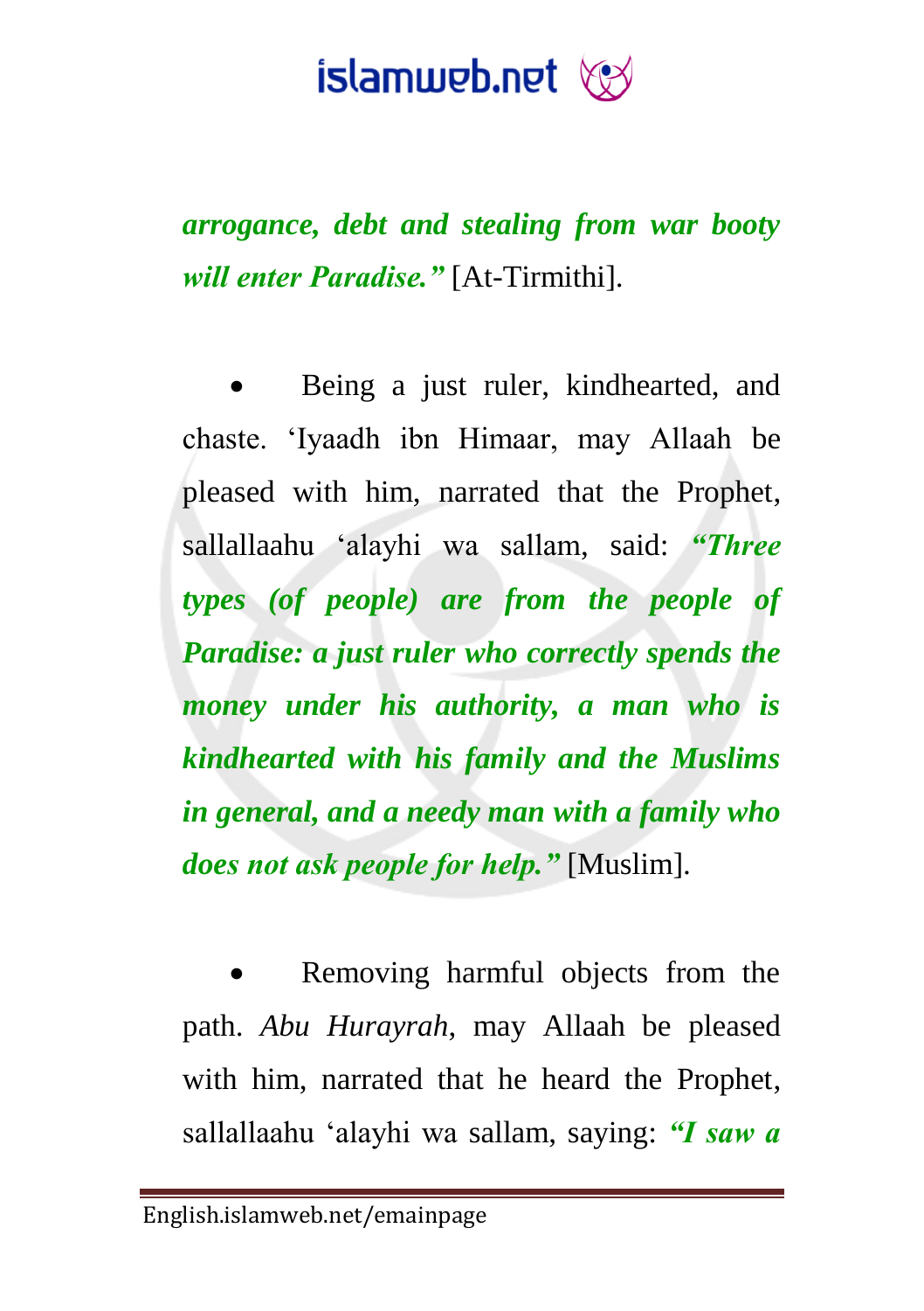***arrogance, debt and stealing from war booty will enter Paradise."*** [At-Tirmithi].

- Being a just ruler, kindhearted, and chaste. 'Iyaadh ibn Himaar, may Allaah be pleased with him, narrated that the Prophet, sallallaahu 'alayhi wa sallam, said: ***"Three types (of people) are from the people of Paradise: a just ruler who correctly spends the money under his authority, a man who is kindhearted with his family and the Muslims in general, and a needy man with a family who does not ask people for help."*** [Muslim].

- Removing harmful objects from the path. *Abu Hurayrah*, may Allaah be pleased with him, narrated that he heard the Prophet, sallallaahu 'alayhi wa sallam, saying: ***"I saw a***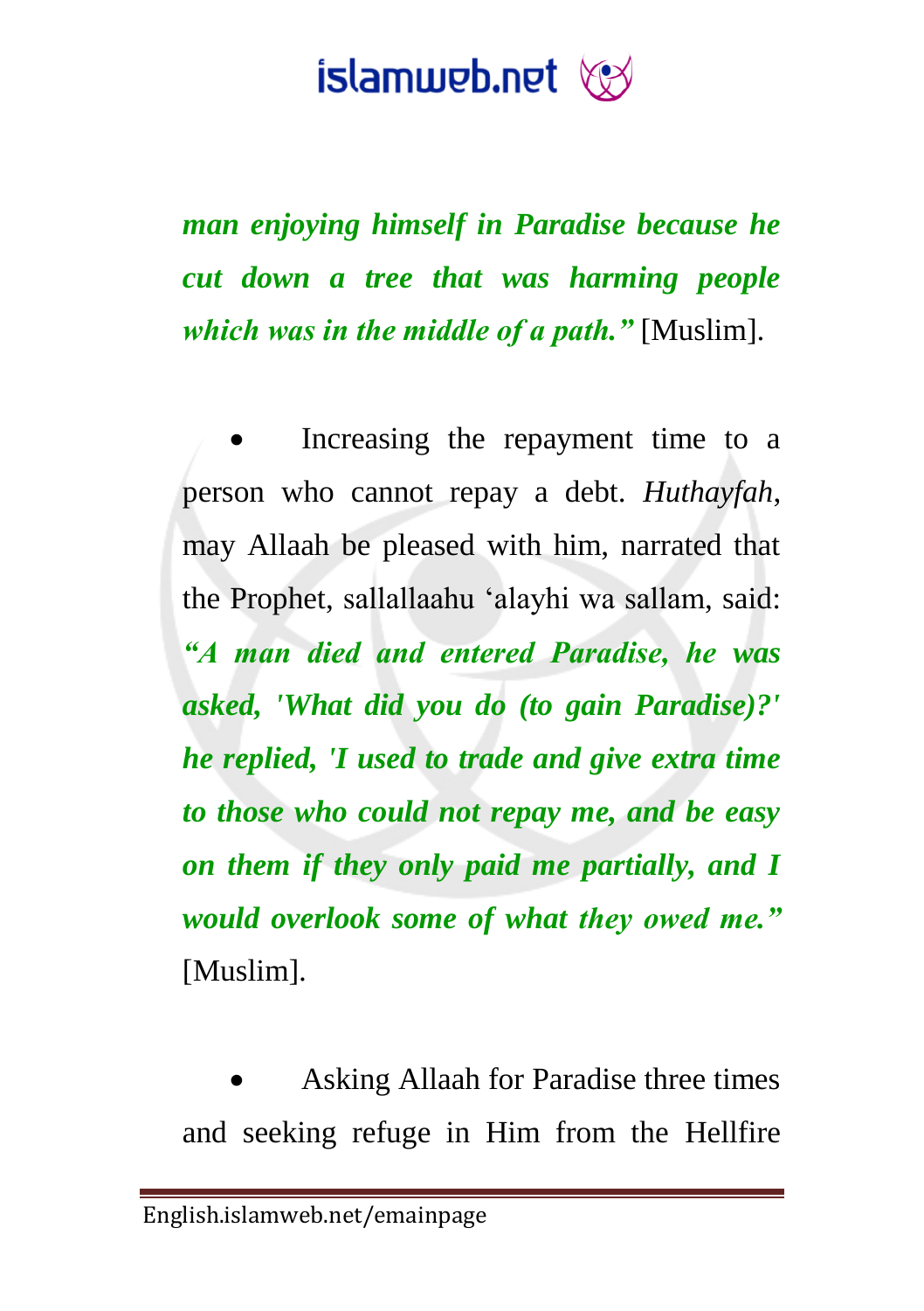***man enjoying himself in Paradise because he cut down a tree that was harming people which was in the middle of a path.”*** [Muslim].

- Increasing the repayment time to a person who cannot repay a debt. *Huthayfah*, may Allaah be pleased with him, narrated that the Prophet, sallallaahu ‘alayhi wa sallam, said: ***“A man died and entered Paradise, he was asked, 'What did you do (to gain Paradise)?' he replied, 'I used to trade and give extra time to those who could not repay me, and be easy on them if they only paid me partially, and I would overlook some of what they owed me.”*** [Muslim].

- Asking Allaah for Paradise three times and seeking refuge in Him from the Hellfire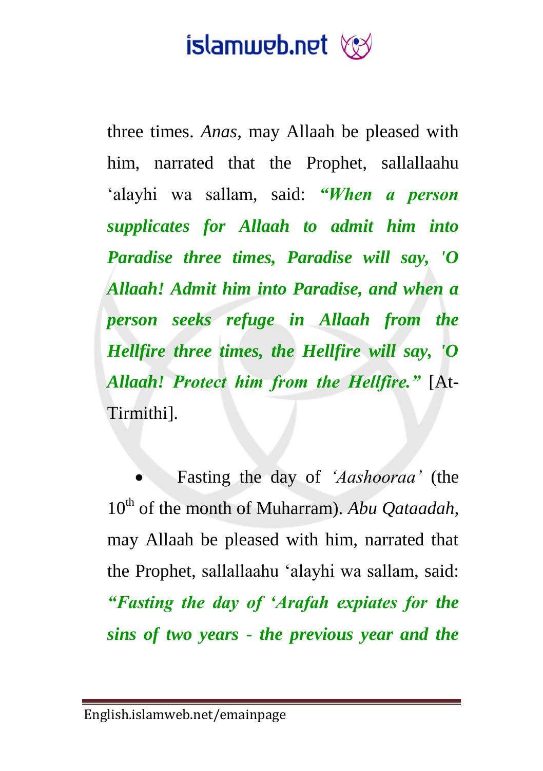three times. *Anas*, may Allaah be pleased with him, narrated that the Prophet, sallallaahu 'alayhi wa sallam, said: ***"When a person supplicates for Allaah to admit him into Paradise three times, Paradise will say, 'O Allaah! Admit him into Paradise, and when a person seeks refuge in Allaah from the Hellfire three times, the Hellfire will say, 'O Allaah! Protect him from the Hellfire."*** [At-Tirmithi].

- Fasting the day of *'Aashooraa'* (the 10th of the month of Muharram). *Abu Qataadah*, may Allaah be pleased with him, narrated that the Prophet, sallallaahu 'alayhi wa sallam, said: ***"Fasting the day of 'Arafah expiates for the sins of two years - the previous year and the***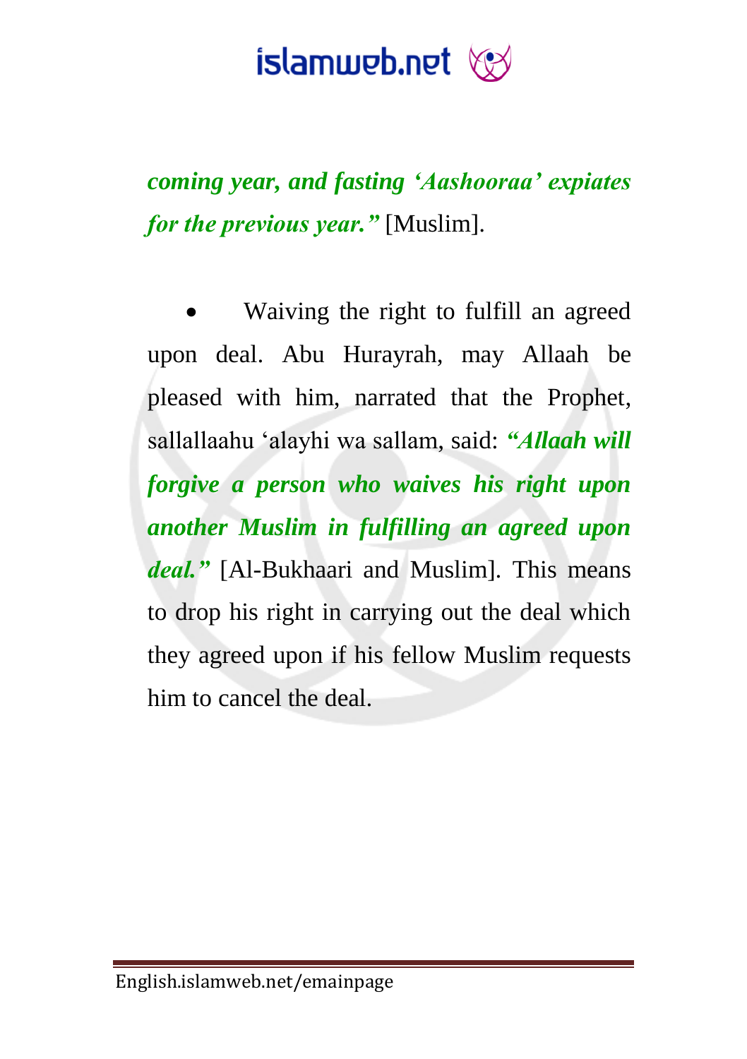***coming year, and fasting 'Aashooraa' expiates for the previous year."*** [Muslim].

- Waiving the right to fulfill an agreed upon deal. Abu Hurayrah, may Allaah be pleased with him, narrated that the Prophet, sallallaahu 'alayhi wa sallam, said: ***"Allaah will forgive a person who waives his right upon another Muslim in fulfilling an agreed upon deal."*** [Al-Bukhaari and Muslim]. This means to drop his right in carrying out the deal which they agreed upon if his fellow Muslim requests him to cancel the deal.